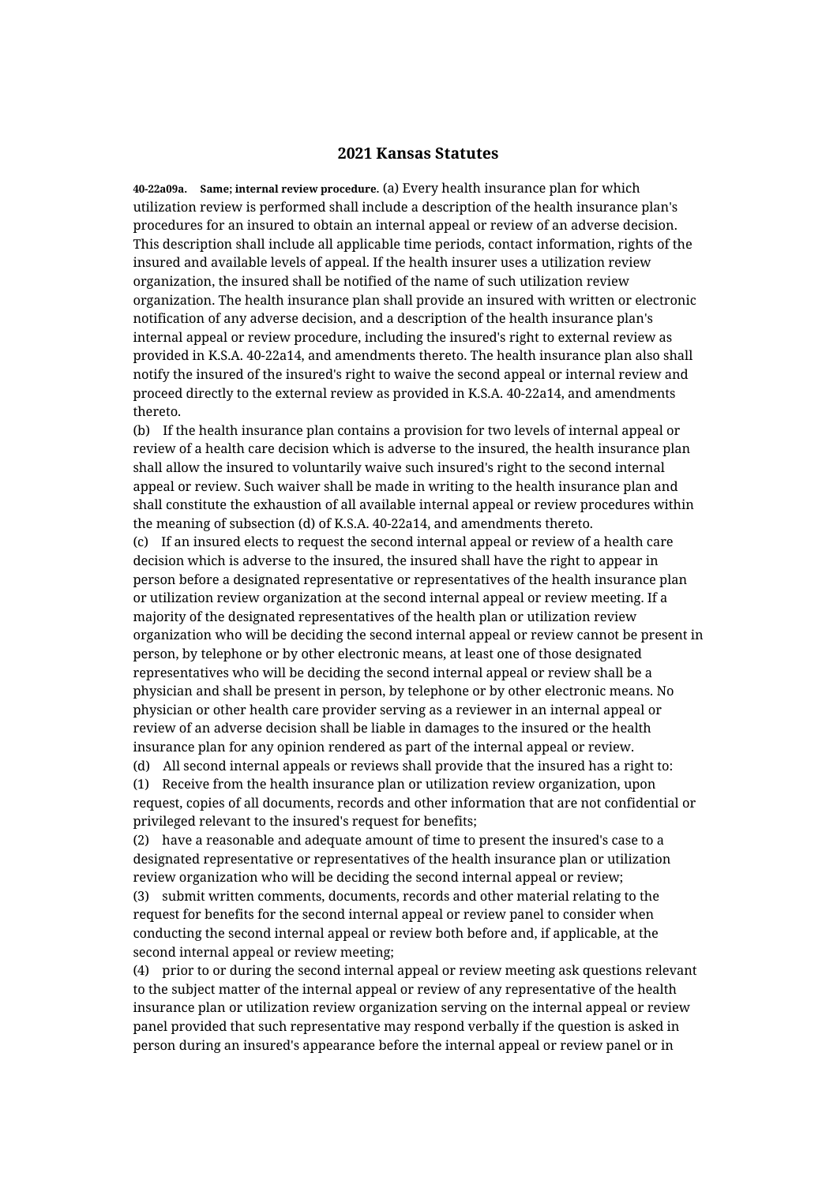# 2021 Kansas Statutes

**40-22a09a. Same; internal review procedure.** (a) Every health insurance plan for which utilization review is performed shall include a description of the health insurance plan's procedures for an insured to obtain an internal appeal or review of an adverse decision. This description shall include all applicable time periods, contact information, rights of the insured and available levels of appeal. If the health insurer uses a utilization review organization, the insured shall be notified of the name of such utilization review organization. The health insurance plan shall provide an insured with written or electronic notification of any adverse decision, and a description of the health insurance plan's internal appeal or review procedure, including the insured's right to external review as provided in K.S.A. 40-22a14, and amendments thereto. The health insurance plan also shall notify the insured of the insured's right to waive the second appeal or internal review and proceed directly to the external review as provided in K.S.A. 40-22a14, and amendments thereto.

(b) If the health insurance plan contains a provision for two levels of internal appeal or review of a health care decision which is adverse to the insured, the health insurance plan shall allow the insured to voluntarily waive such insured's right to the second internal appeal or review. Such waiver shall be made in writing to the health insurance plan and shall constitute the exhaustion of all available internal appeal or review procedures within the meaning of subsection (d) of K.S.A. 40-22a14, and amendments thereto.

(c) If an insured elects to request the second internal appeal or review of a health care decision which is adverse to the insured, the insured shall have the right to appear in person before a designated representative or representatives of the health insurance plan or utilization review organization at the second internal appeal or review meeting. If a majority of the designated representatives of the health plan or utilization review organization who will be deciding the second internal appeal or review cannot be present in person, by telephone or by other electronic means, at least one of those designated representatives who will be deciding the second internal appeal or review shall be a physician and shall be present in person, by telephone or by other electronic means. No physician or other health care provider serving as a reviewer in an internal appeal or review of an adverse decision shall be liable in damages to the insured or the health insurance plan for any opinion rendered as part of the internal appeal or review.

(d) All second internal appeals or reviews shall provide that the insured has a right to:

(1) Receive from the health insurance plan or utilization review organization, upon request, copies of all documents, records and other information that are not confidential or privileged relevant to the insured's request for benefits;

(2) have a reasonable and adequate amount of time to present the insured's case to a designated representative or representatives of the health insurance plan or utilization review organization who will be deciding the second internal appeal or review;

(3) submit written comments, documents, records and other material relating to the request for benefits for the second internal appeal or review panel to consider when conducting the second internal appeal or review both before and, if applicable, at the second internal appeal or review meeting;

(4) prior to or during the second internal appeal or review meeting ask questions relevant to the subject matter of the internal appeal or review of any representative of the health insurance plan or utilization review organization serving on the internal appeal or review panel provided that such representative may respond verbally if the question is asked in person during an insured's appearance before the internal appeal or review panel or in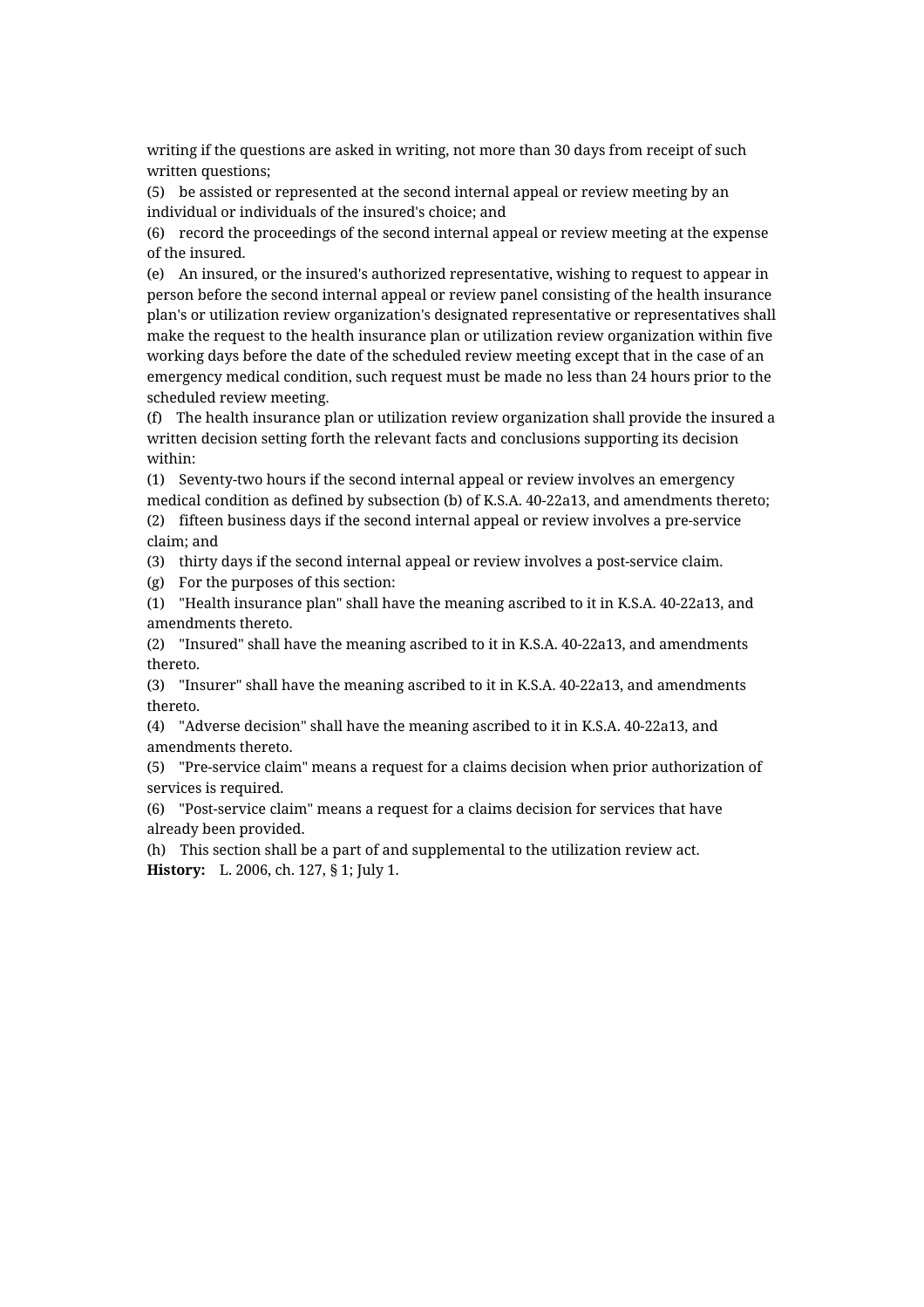writing if the questions are asked in writing, not more than 30 days from receipt of such written questions;

(5) be assisted or represented at the second internal appeal or review meeting by an individual or individuals of the insured's choice; and

(6) record the proceedings of the second internal appeal or review meeting at the expense of the insured.

(e) An insured, or the insured's authorized representative, wishing to request to appear in person before the second internal appeal or review panel consisting of the health insurance plan's or utilization review organization's designated representative or representatives shall make the request to the health insurance plan or utilization review organization within five working days before the date of the scheduled review meeting except that in the case of an emergency medical condition, such request must be made no less than 24 hours prior to the scheduled review meeting.

(f) The health insurance plan or utilization review organization shall provide the insured a written decision setting forth the relevant facts and conclusions supporting its decision within:

(1) Seventy-two hours if the second internal appeal or review involves an emergency medical condition as defined by subsection (b) of K.S.A. 40-22a13, and amendments thereto;

(2) fifteen business days if the second internal appeal or review involves a pre-service claim; and

(3) thirty days if the second internal appeal or review involves a post-service claim.

(g) For the purposes of this section:

(1) "Health insurance plan" shall have the meaning ascribed to it in K.S.A. 40-22a13, and amendments thereto.

(2) "Insured" shall have the meaning ascribed to it in K.S.A. 40-22a13, and amendments thereto.

(3) "Insurer" shall have the meaning ascribed to it in K.S.A. 40-22a13, and amendments thereto.

(4) "Adverse decision" shall have the meaning ascribed to it in K.S.A. 40-22a13, and amendments thereto.

(5) "Pre-service claim" means a request for a claims decision when prior authorization of services is required.

(6) "Post-service claim" means a request for a claims decision for services that have already been provided.

(h) This section shall be a part of and supplemental to the utilization review act.

**History:** L. 2006, ch. 127, § 1; July 1.